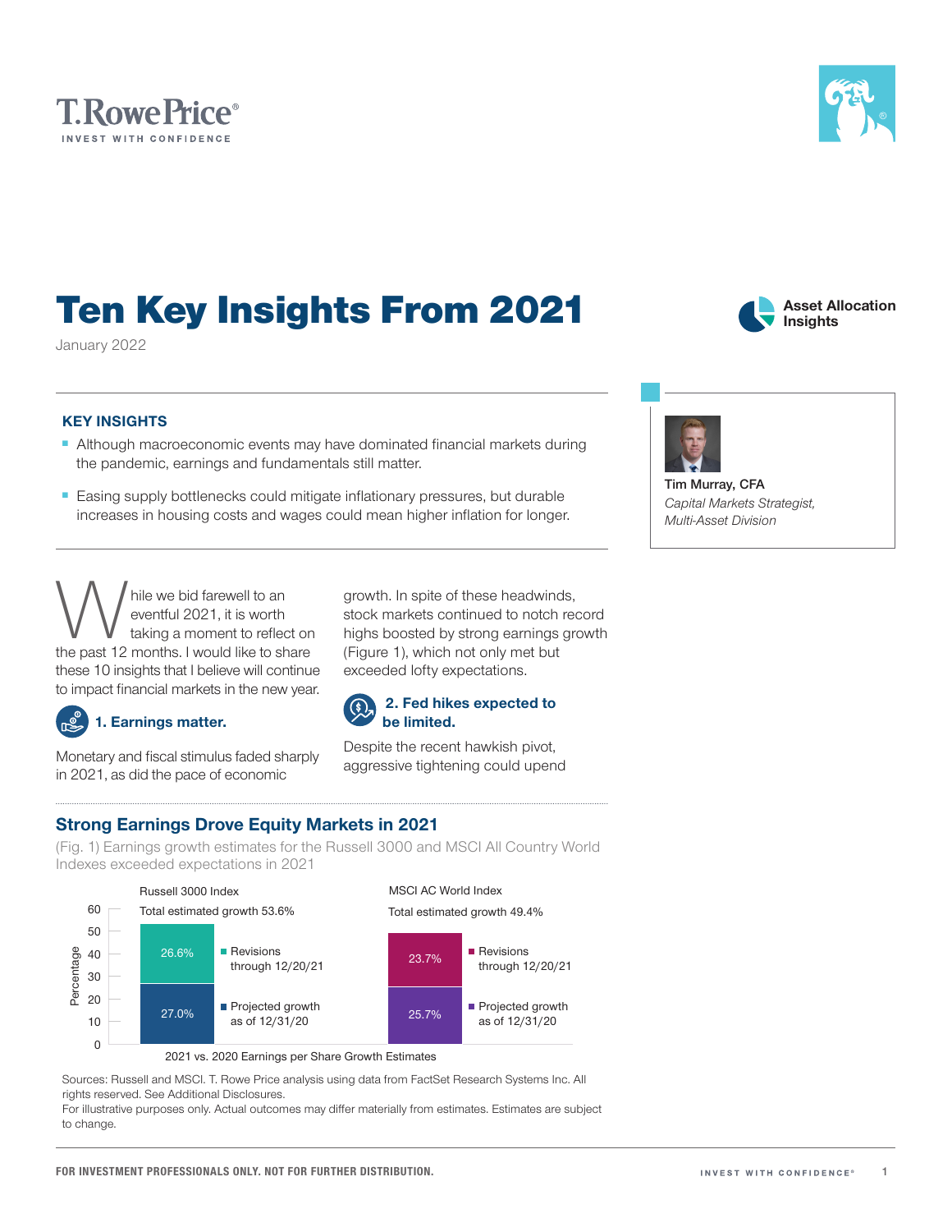T.RowePrice®
INVEST WITH CONFIDENCE

# Ten Key Insights From 2021

January 2022

Asset Allocation Insights

**Tim Murray, CFA**
*Capital Markets Strategist, Multi-Asset Division*

### KEY INSIGHTS

- Although macroeconomic events may have dominated financial markets during the pandemic, earnings and fundamentals still matter.
- Easing supply bottlenecks could mitigate inflationary pressures, but durable increases in housing costs and wages could mean higher inflation for longer.

While we bid farewell to an eventful 2021, it is worth taking a moment to reflect on the past 12 months. I would like to share these 10 insights that I believe will continue to impact financial markets in the new year.

### 1. Earnings matter.

Monetary and fiscal stimulus faded sharply in 2021, as did the pace of economic growth. In spite of these headwinds, stock markets continued to notch record highs boosted by strong earnings growth (Figure 1), which not only met but exceeded lofty expectations.

### 2. Fed hikes expected to be limited.

Despite the recent hawkish pivot, aggressive tightening could upend

## Strong Earnings Drove Equity Markets in 2021

(Fig. 1) Earnings growth estimates for the Russell 3000 and MSCI All Country World Indexes exceeded expectations in 2021

2021 vs. 2020 Earnings per Share Growth Estimates (Percentage)

| Index | Total estimated growth | Projected growth as of 12/31/20 | Revisions through 12/20/21 |
|---|---|---|---|
| Russell 3000 Index | 53.6% | 27.0% | 26.6% |
| MSCI AC World Index | 49.4% | 25.7% | 23.7% |

Sources: Russell and MSCI. T. Rowe Price analysis using data from FactSet Research Systems Inc. All rights reserved. See Additional Disclosures.
For illustrative purposes only. Actual outcomes may differ materially from estimates. Estimates are subject to change.

FOR INVESTMENT PROFESSIONALS ONLY. NOT FOR FURTHER DISTRIBUTION.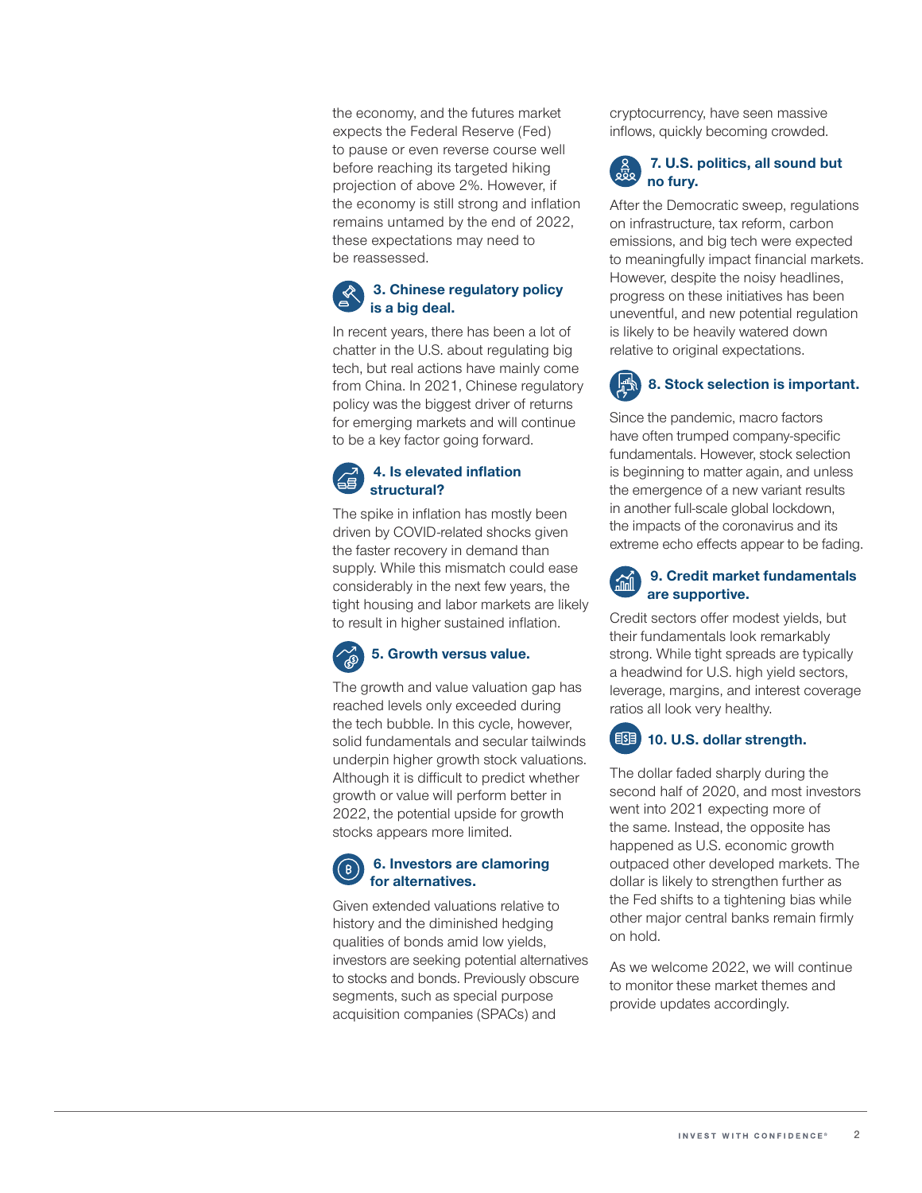the economy, and the futures market expects the Federal Reserve (Fed) to pause or even reverse course well before reaching its targeted hiking projection of above 2%. However, if the economy is still strong and inflation remains untamed by the end of 2022, these expectations may need to be reassessed.

### 3. Chinese regulatory policy is a big deal.

In recent years, there has been a lot of chatter in the U.S. about regulating big tech, but real actions have mainly come from China. In 2021, Chinese regulatory policy was the biggest driver of returns for emerging markets and will continue to be a key factor going forward.

### 4. Is elevated inflation structural?

The spike in inflation has mostly been driven by COVID-related shocks given the faster recovery in demand than supply. While this mismatch could ease considerably in the next few years, the tight housing and labor markets are likely to result in higher sustained inflation.

### 5. Growth versus value.

The growth and value valuation gap has reached levels only exceeded during the tech bubble. In this cycle, however, solid fundamentals and secular tailwinds underpin higher growth stock valuations. Although it is difficult to predict whether growth or value will perform better in 2022, the potential upside for growth stocks appears more limited.

### 6. Investors are clamoring for alternatives.

Given extended valuations relative to history and the diminished hedging qualities of bonds amid low yields, investors are seeking potential alternatives to stocks and bonds. Previously obscure segments, such as special purpose acquisition companies (SPACs) and cryptocurrency, have seen massive inflows, quickly becoming crowded.

### 7. U.S. politics, all sound but no fury.

After the Democratic sweep, regulations on infrastructure, tax reform, carbon emissions, and big tech were expected to meaningfully impact financial markets. However, despite the noisy headlines, progress on these initiatives has been uneventful, and new potential regulation is likely to be heavily watered down relative to original expectations.

### 8. Stock selection is important.

Since the pandemic, macro factors have often trumped company-specific fundamentals. However, stock selection is beginning to matter again, and unless the emergence of a new variant results in another full-scale global lockdown, the impacts of the coronavirus and its extreme echo effects appear to be fading.

### 9. Credit market fundamentals are supportive.

Credit sectors offer modest yields, but their fundamentals look remarkably strong. While tight spreads are typically a headwind for U.S. high yield sectors, leverage, margins, and interest coverage ratios all look very healthy.

### 10. U.S. dollar strength.

The dollar faded sharply during the second half of 2020, and most investors went into 2021 expecting more of the same. Instead, the opposite has happened as U.S. economic growth outpaced other developed markets. The dollar is likely to strengthen further as the Fed shifts to a tightening bias while other major central banks remain firmly on hold.

As we welcome 2022, we will continue to monitor these market themes and provide updates accordingly.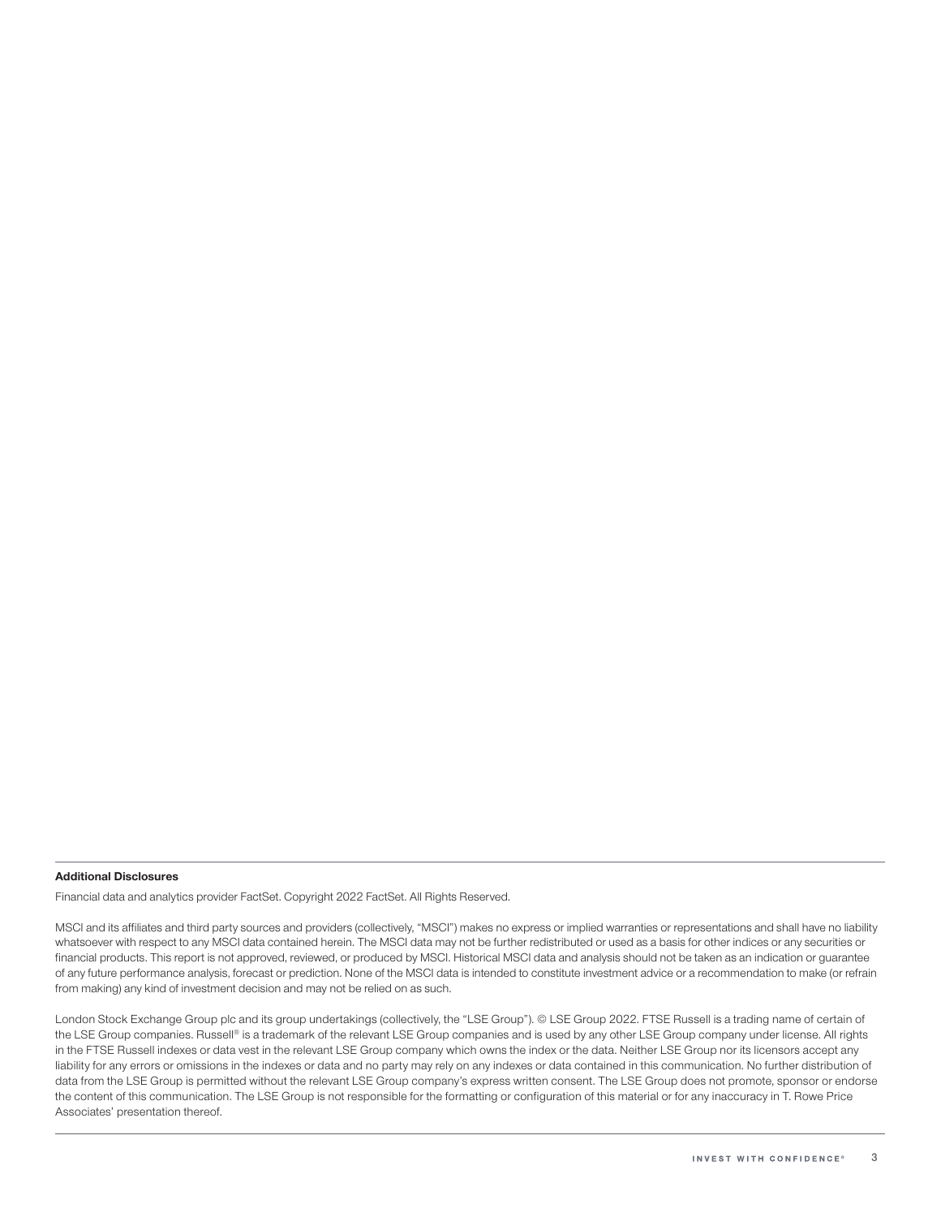**Additional Disclosures**

Financial data and analytics provider FactSet. Copyright 2022 FactSet. All Rights Reserved.

MSCI and its affiliates and third party sources and providers (collectively, "MSCI") makes no express or implied warranties or representations and shall have no liability whatsoever with respect to any MSCI data contained herein. The MSCI data may not be further redistributed or used as a basis for other indices or any securities or financial products. This report is not approved, reviewed, or produced by MSCI. Historical MSCI data and analysis should not be taken as an indication or guarantee of any future performance analysis, forecast or prediction. None of the MSCI data is intended to constitute investment advice or a recommendation to make (or refrain from making) any kind of investment decision and may not be relied on as such.

London Stock Exchange Group plc and its group undertakings (collectively, the "LSE Group"). © LSE Group 2022. FTSE Russell is a trading name of certain of the LSE Group companies. Russell® is a trademark of the relevant LSE Group companies and is used by any other LSE Group company under license. All rights in the FTSE Russell indexes or data vest in the relevant LSE Group company which owns the index or the data. Neither LSE Group nor its licensors accept any liability for any errors or omissions in the indexes or data and no party may rely on any indexes or data contained in this communication. No further distribution of data from the LSE Group is permitted without the relevant LSE Group company's express written consent. The LSE Group does not promote, sponsor or endorse the content of this communication. The LSE Group is not responsible for the formatting or configuration of this material or for any inaccuracy in T. Rowe Price Associates' presentation thereof.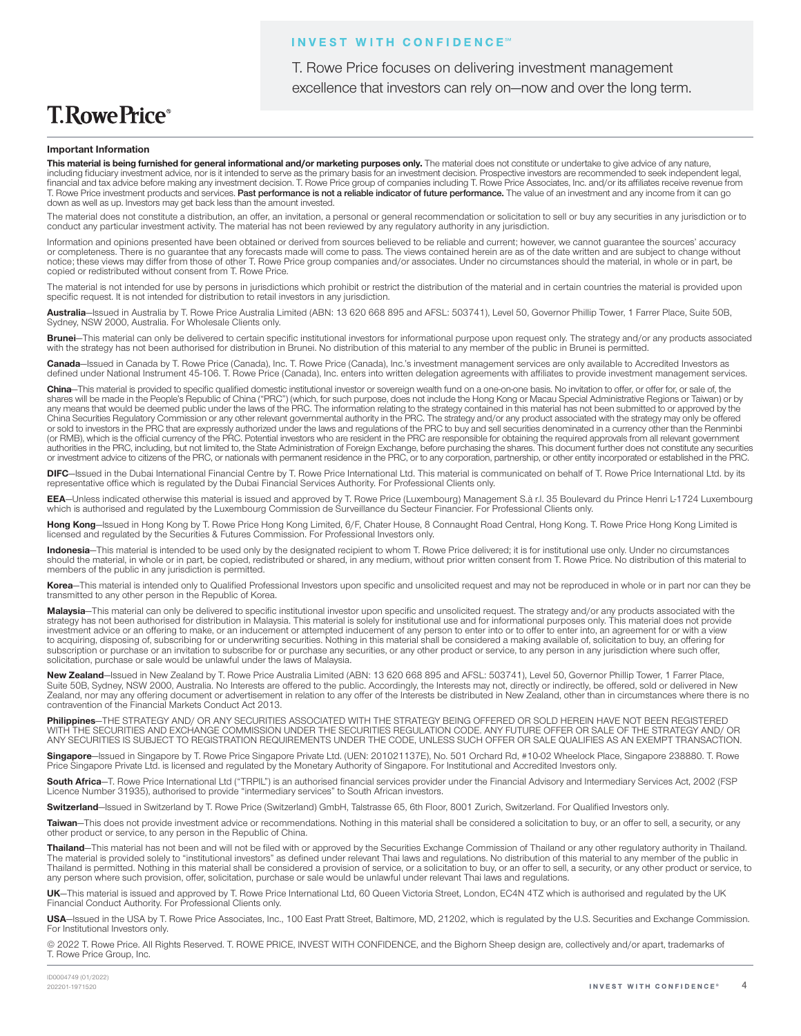**INVEST WITH CONFIDENCE℠**

T. Rowe Price focuses on delivering investment management excellence that investors can rely on—now and over the long term.

T. Rowe Price®

### Important Information

**This material is being furnished for general informational and/or marketing purposes only.** The material does not constitute or undertake to give advice of any nature, including fiduciary investment advice, nor is it intended to serve as the primary basis for an investment decision. Prospective investors are recommended to seek independent legal, financial and tax advice before making any investment decision. T. Rowe Price group of companies including T. Rowe Price Associates, Inc. and/or its affiliates receive revenue from T. Rowe Price investment products and services. **Past performance is not a reliable indicator of future performance.** The value of an investment and any income from it can go down as well as up. Investors may get back less than the amount invested.

The material does not constitute a distribution, an offer, an invitation, a personal or general recommendation or solicitation to sell or buy any securities in any jurisdiction or to conduct any particular investment activity. The material has not been reviewed by any regulatory authority in any jurisdiction.

Information and opinions presented have been obtained or derived from sources believed to be reliable and current; however, we cannot guarantee the sources' accuracy or completeness. There is no guarantee that any forecasts made will come to pass. The views contained herein are as of the date written and are subject to change without notice; these views may differ from those of other T. Rowe Price group companies and/or associates. Under no circumstances should the material, in whole or in part, be copied or redistributed without consent from T. Rowe Price.

The material is not intended for use by persons in jurisdictions which prohibit or restrict the distribution of the material and in certain countries the material is provided upon specific request. It is not intended for distribution to retail investors in any jurisdiction.

**Australia**—Issued in Australia by T. Rowe Price Australia Limited (ABN: 13 620 668 895 and AFSL: 503741), Level 50, Governor Phillip Tower, 1 Farrer Place, Suite 50B, Sydney, NSW 2000, Australia. For Wholesale Clients only.

**Brunei**—This material can only be delivered to certain specific institutional investors for informational purpose upon request only. The strategy and/or any products associated with the strategy has not been authorised for distribution in Brunei. No distribution of this material to any member of the public in Brunei is permitted.

**Canada**—Issued in Canada by T. Rowe Price (Canada), Inc. T. Rowe Price (Canada), Inc.'s investment management services are only available to Accredited Investors as defined under National Instrument 45-106. T. Rowe Price (Canada), Inc. enters into written delegation agreements with affiliates to provide investment management services.

**China**—This material is provided to specific qualified domestic institutional investor or sovereign wealth fund on a one-on-one basis. No invitation to offer, or offer for, or sale of, the shares will be made in the People's Republic of China ("PRC") (which, for such purpose, does not include the Hong Kong or Macau Special Administrative Regions or Taiwan) or by any means that would be deemed public under the laws of the PRC. The information relating to the strategy contained in this material has not been submitted to or approved by the China Securities Regulatory Commission or any other relevant governmental authority in the PRC. The strategy and/or any product associated with the strategy may only be offered or sold to investors in the PRC that are expressly authorized under the laws and regulations of the PRC to buy and sell securities denominated in a currency other than the Renminbi (or RMB), which is the official currency of the PRC. Potential investors who are resident in the PRC are responsible for obtaining the required approvals from all relevant government authorities in the PRC, including, but not limited to, the State Administration of Foreign Exchange, before purchasing the shares. This document further does not constitute any securities or investment advice to citizens of the PRC, or nationals with permanent residence in the PRC, or to any corporation, partnership, or other entity incorporated or established in the PRC.

**DIFC**—Issued in the Dubai International Financial Centre by T. Rowe Price International Ltd. This material is communicated on behalf of T. Rowe Price International Ltd. by its representative office which is regulated by the Dubai Financial Services Authority. For Professional Clients only.

**EEA**—Unless indicated otherwise this material is issued and approved by T. Rowe Price (Luxembourg) Management S.à r.l. 35 Boulevard du Prince Henri L-1724 Luxembourg which is authorised and regulated by the Luxembourg Commission de Surveillance du Secteur Financier. For Professional Clients only.

**Hong Kong**—Issued in Hong Kong by T. Rowe Price Hong Kong Limited, 6/F, Chater House, 8 Connaught Road Central, Hong Kong. T. Rowe Price Hong Kong Limited is licensed and regulated by the Securities & Futures Commission. For Professional Investors only.

**Indonesia**—This material is intended to be used only by the designated recipient to whom T. Rowe Price delivered; it is for institutional use only. Under no circumstances should the material, in whole or in part, be copied, redistributed or shared, in any medium, without prior written consent from T. Rowe Price. No distribution of this material to members of the public in any jurisdiction is permitted.

**Korea**—This material is intended only to Qualified Professional Investors upon specific and unsolicited request and may not be reproduced in whole or in part nor can they be transmitted to any other person in the Republic of Korea.

**Malaysia**—This material can only be delivered to specific institutional investor upon specific and unsolicited request. The strategy and/or any products associated with the strategy has not been authorised for distribution in Malaysia. This material is solely for institutional use and for informational purposes only. This material does not provide investment advice or an offering to make, or an inducement or attempted inducement of any person to enter into or to offer to enter into, an agreement for or with a view to acquiring, disposing of, subscribing for or underwriting securities. Nothing in this material shall be considered a making available of, solicitation to buy, an offering for subscription or purchase or an invitation to subscribe for or purchase any securities, or any other product or service, to any person in any jurisdiction where such offer, solicitation, purchase or sale would be unlawful under the laws of Malaysia.

**New Zealand**—Issued in New Zealand by T. Rowe Price Australia Limited (ABN: 13 620 668 895 and AFSL: 503741), Level 50, Governor Phillip Tower, 1 Farrer Place, Suite 50B, Sydney, NSW 2000, Australia. No Interests are offered to the public. Accordingly, the Interests may not, directly or indirectly, be offered, sold or delivered in New Zealand, nor may any offering document or advertisement in relation to any offer of the Interests be distributed in New Zealand, other than in circumstances where there is no contravention of the Financial Markets Conduct Act 2013.

**Philippines**—THE STRATEGY AND/ OR ANY SECURITIES ASSOCIATED WITH THE STRATEGY BEING OFFERED OR SOLD HEREIN HAVE NOT BEEN REGISTERED WITH THE SECURITIES AND EXCHANGE COMMISSION UNDER THE SECURITIES REGULATION CODE. ANY FUTURE OFFER OR SALE OF THE STRATEGY AND/ OR ANY SECURITIES IS SUBJECT TO REGISTRATION REQUIREMENTS UNDER THE CODE, UNLESS SUCH OFFER OR SALE QUALIFIES AS AN EXEMPT TRANSACTION.

**Singapore**—Issued in Singapore by T. Rowe Price Singapore Private Ltd. (UEN: 201021137E), No. 501 Orchard Rd, #10-02 Wheelock Place, Singapore 238880. T. Rowe Price Singapore Private Ltd. is licensed and regulated by the Monetary Authority of Singapore. For Institutional and Accredited Investors only.

**South Africa**—T. Rowe Price International Ltd ("TRPIL") is an authorised financial services provider under the Financial Advisory and Intermediary Services Act, 2002 (FSP Licence Number 31935), authorised to provide "intermediary services" to South African investors.

**Switzerland**—Issued in Switzerland by T. Rowe Price (Switzerland) GmbH, Talstrasse 65, 6th Floor, 8001 Zurich, Switzerland. For Qualified Investors only.

**Taiwan**—This does not provide investment advice or recommendations. Nothing in this material shall be considered a solicitation to buy, or an offer to sell, a security, or any other product or service, to any person in the Republic of China.

**Thailand**—This material has not been and will not be filed with or approved by the Securities Exchange Commission of Thailand or any other regulatory authority in Thailand. The material is provided solely to "institutional investors" as defined under relevant Thai laws and regulations. No distribution of this material to any member of the public in Thailand is permitted. Nothing in this material shall be considered a provision of service, or a solicitation to buy, or an offer to sell, a security, or any other product or service, to any person where such provision, offer, solicitation, purchase or sale would be unlawful under relevant Thai laws and regulations.

**UK**—This material is issued and approved by T. Rowe Price International Ltd, 60 Queen Victoria Street, London, EC4N 4TZ which is authorised and regulated by the UK Financial Conduct Authority. For Professional Clients only.

**USA**—Issued in the USA by T. Rowe Price Associates, Inc., 100 East Pratt Street, Baltimore, MD, 21202, which is regulated by the U.S. Securities and Exchange Commission. For Institutional Investors only.

© 2022 T. Rowe Price. All Rights Reserved. T. ROWE PRICE, INVEST WITH CONFIDENCE, and the Bighorn Sheep design are, collectively and/or apart, trademarks of T. Rowe Price Group, Inc.

ID0004749 (01/2022)
202201-1971520